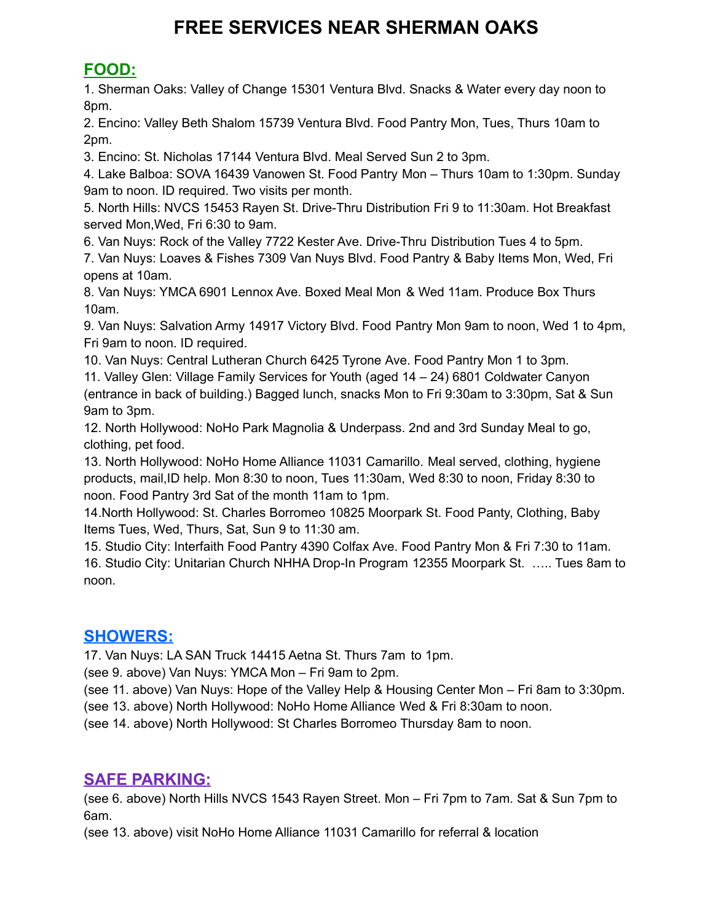# FREE SERVICES NEAR SHERMAN OAKS

## FOOD:

1. Sherman Oaks: Valley of Change 15301 Ventura Blvd. Snacks & Water every day noon to 8pm.
2. Encino: Valley Beth Shalom 15739 Ventura Blvd. Food Pantry Mon, Tues, Thurs 10am to 2pm.
3. Encino: St. Nicholas 17144 Ventura Blvd. Meal Served Sun 2 to 3pm.
4. Lake Balboa: SOVA 16439 Vanowen St. Food Pantry Mon – Thurs 10am to 1:30pm. Sunday 9am to noon. ID required. Two visits per month.
5. North Hills: NVCS 15453 Rayen St. Drive-Thru Distribution Fri 9 to 11:30am. Hot Breakfast served Mon,Wed, Fri 6:30 to 9am.
6. Van Nuys: Rock of the Valley 7722 Kester Ave. Drive-Thru Distribution Tues 4 to 5pm.
7. Van Nuys: Loaves & Fishes 7309 Van Nuys Blvd. Food Pantry & Baby Items Mon, Wed, Fri opens at 10am.
8. Van Nuys: YMCA 6901 Lennox Ave. Boxed Meal Mon & Wed 11am. Produce Box Thurs 10am.
9. Van Nuys: Salvation Army 14917 Victory Blvd. Food Pantry Mon 9am to noon, Wed 1 to 4pm, Fri 9am to noon. ID required.
10. Van Nuys: Central Lutheran Church 6425 Tyrone Ave. Food Pantry Mon 1 to 3pm.
11. Valley Glen: Village Family Services for Youth (aged 14 – 24) 6801 Coldwater Canyon (entrance in back of building.) Bagged lunch, snacks Mon to Fri 9:30am to 3:30pm, Sat & Sun 9am to 3pm.
12. North Hollywood: NoHo Park Magnolia & Underpass. 2nd and 3rd Sunday Meal to go, clothing, pet food.
13. North Hollywood: NoHo Home Alliance 11031 Camarillo. Meal served, clothing, hygiene products, mail,ID help. Mon 8:30 to noon, Tues 11:30am, Wed 8:30 to noon, Friday 8:30 to noon. Food Pantry 3rd Sat of the month 11am to 1pm.
14. North Hollywood: St. Charles Borromeo 10825 Moorpark St. Food Panty, Clothing, Baby Items Tues, Wed, Thurs, Sat, Sun 9 to 11:30 am.
15. Studio City: Interfaith Food Pantry 4390 Colfax Ave. Food Pantry Mon & Fri 7:30 to 11am.
16. Studio City: Unitarian Church NHHA Drop-In Program 12355 Moorpark St. ….. Tues 8am to noon.

## SHOWERS:

17. Van Nuys: LA SAN Truck 14415 Aetna St. Thurs 7am to 1pm.

(see 9. above) Van Nuys: YMCA Mon – Fri 9am to 2pm.

(see 11. above) Van Nuys: Hope of the Valley Help & Housing Center Mon – Fri 8am to 3:30pm.

(see 13. above) North Hollywood: NoHo Home Alliance Wed & Fri 8:30am to noon.

(see 14. above) North Hollywood: St Charles Borromeo Thursday 8am to noon.

## SAFE PARKING:

(see 6. above) North Hills NVCS 1543 Rayen Street. Mon – Fri 7pm to 7am. Sat & Sun 7pm to 6am.

(see 13. above) visit NoHo Home Alliance 11031 Camarillo for referral & location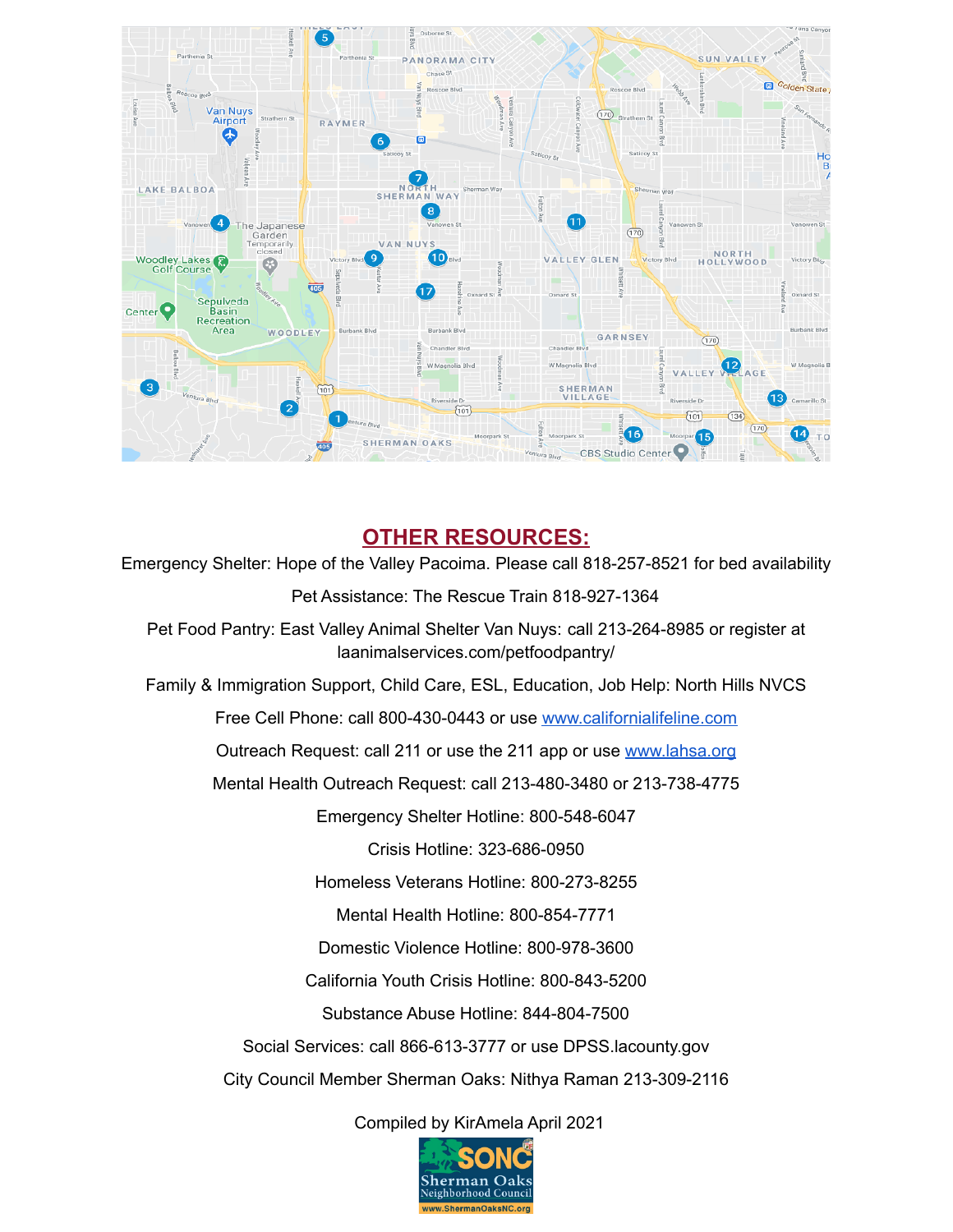## OTHER RESOURCES:

Emergency Shelter: Hope of the Valley Pacoima. Please call 818-257-8521 for bed availability

Pet Assistance: The Rescue Train 818-927-1364

Pet Food Pantry: East Valley Animal Shelter Van Nuys: call 213-264-8985 or register at laanimalservices.com/petfoodpantry/

Family & Immigration Support, Child Care, ESL, Education, Job Help: North Hills NVCS

Free Cell Phone: call 800-430-0443 or use www.californialifeline.com

Outreach Request: call 211 or use the 211 app or use www.lahsa.org

Mental Health Outreach Request: call 213-480-3480 or 213-738-4775

Emergency Shelter Hotline: 800-548-6047

Crisis Hotline: 323-686-0950

Homeless Veterans Hotline: 800-273-8255

Mental Health Hotline: 800-854-7771

Domestic Violence Hotline: 800-978-3600

California Youth Crisis Hotline: 800-843-5200

Substance Abuse Hotline: 844-804-7500

Social Services: call 866-613-3777 or use DPSS.lacounty.gov

City Council Member Sherman Oaks: Nithya Raman 213-309-2116

Compiled by KirAmela April 2021

SONC Sherman Oaks Neighborhood Council www.ShermanOaksNC.org